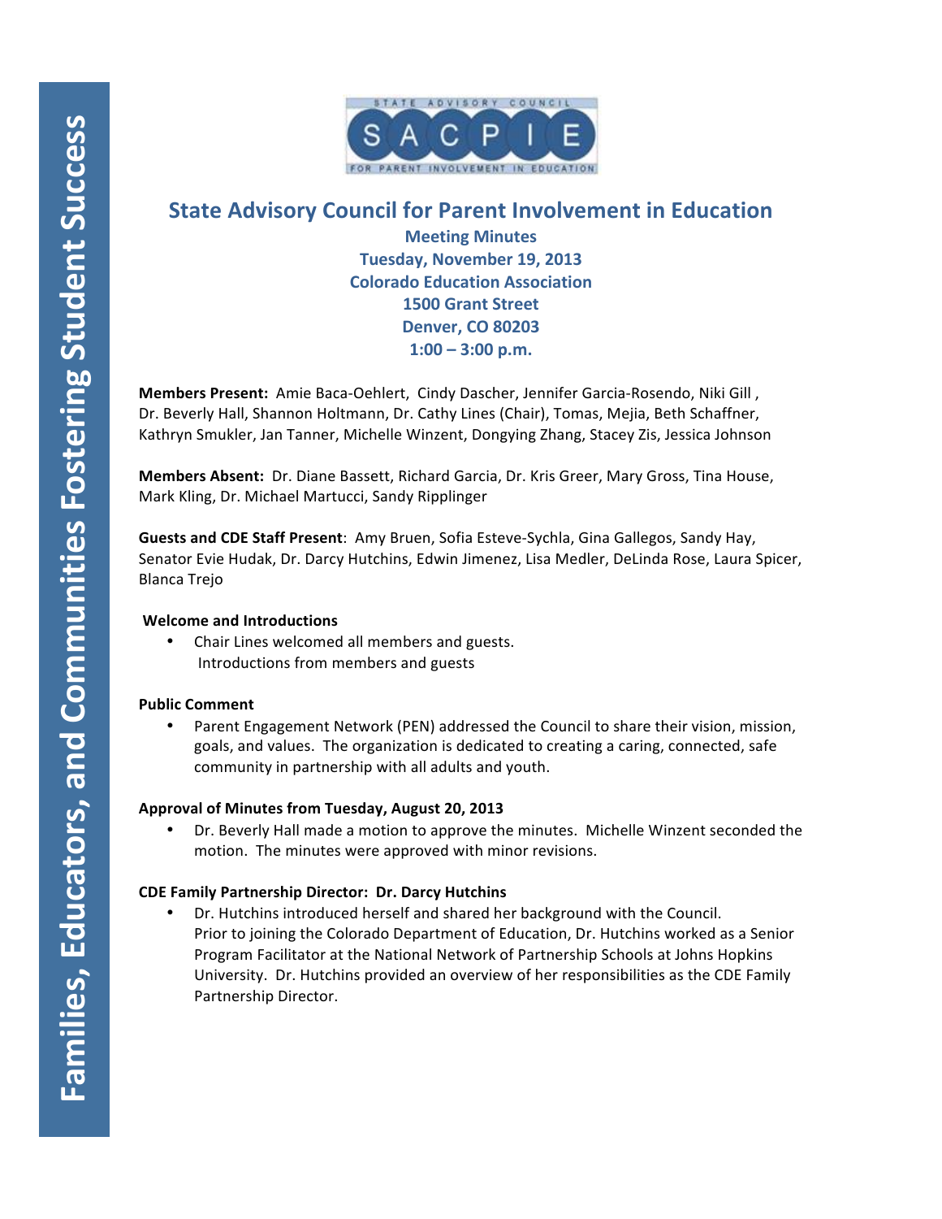# State Advisory Council for Parent Involvement in Education

**Meeting Minutes**
**Tuesday, November 19, 2013**
**Colorado Education Association**
**1500 Grant Street**
**Denver, CO 80203**
**1:00 – 3:00 p.m.**

**Members Present:** Amie Baca-Oehlert, Cindy Dascher, Jennifer Garcia-Rosendo, Niki Gill , Dr. Beverly Hall, Shannon Holtmann, Dr. Cathy Lines (Chair), Tomas, Mejia, Beth Schaffner, Kathryn Smukler, Jan Tanner, Michelle Winzent, Dongying Zhang, Stacey Zis, Jessica Johnson

**Members Absent:** Dr. Diane Bassett, Richard Garcia, Dr. Kris Greer, Mary Gross, Tina House, Mark Kling, Dr. Michael Martucci, Sandy Ripplinger

**Guests and CDE Staff Present**: Amy Bruen, Sofia Esteve-Sychla, Gina Gallegos, Sandy Hay, Senator Evie Hudak, Dr. Darcy Hutchins, Edwin Jimenez, Lisa Medler, DeLinda Rose, Laura Spicer, Blanca Trejo

**Welcome and Introductions**

- Chair Lines welcomed all members and guests.
  Introductions from members and guests

**Public Comment**

- Parent Engagement Network (PEN) addressed the Council to share their vision, mission, goals, and values. The organization is dedicated to creating a caring, connected, safe community in partnership with all adults and youth.

**Approval of Minutes from Tuesday, August 20, 2013**

- Dr. Beverly Hall made a motion to approve the minutes. Michelle Winzent seconded the motion. The minutes were approved with minor revisions.

**CDE Family Partnership Director: Dr. Darcy Hutchins**

- Dr. Hutchins introduced herself and shared her background with the Council. Prior to joining the Colorado Department of Education, Dr. Hutchins worked as a Senior Program Facilitator at the National Network of Partnership Schools at Johns Hopkins University. Dr. Hutchins provided an overview of her responsibilities as the CDE Family Partnership Director.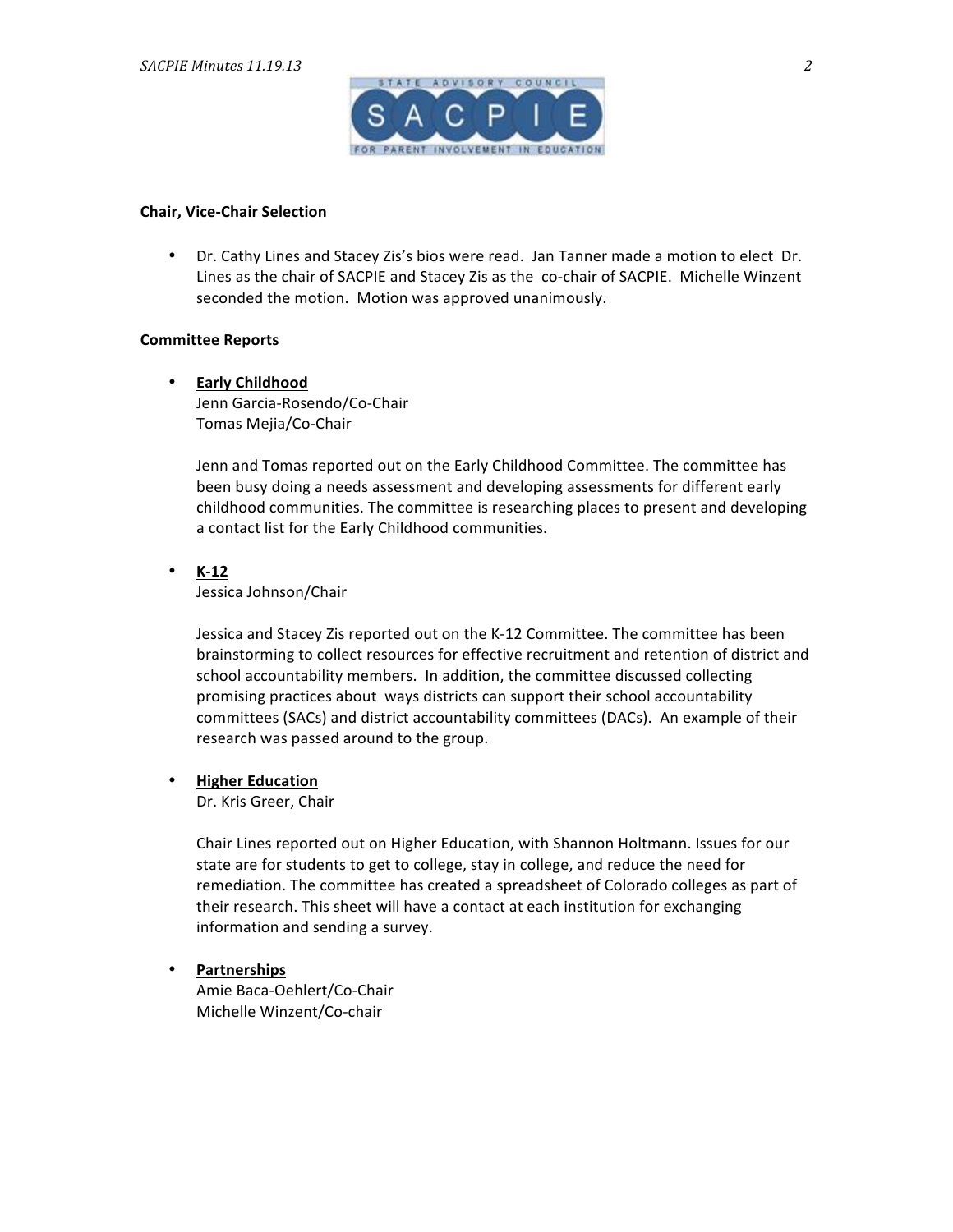**Chair, Vice-Chair Selection**

- Dr. Cathy Lines and Stacey Zis's bios were read. Jan Tanner made a motion to elect Dr. Lines as the chair of SACPIE and Stacey Zis as the co-chair of SACPIE. Michelle Winzent seconded the motion. Motion was approved unanimously.

**Committee Reports**

- **<u>Early Childhood</u>**
  Jenn Garcia-Rosendo/Co-Chair
  Tomas Mejia/Co-Chair

  Jenn and Tomas reported out on the Early Childhood Committee. The committee has been busy doing a needs assessment and developing assessments for different early childhood communities. The committee is researching places to present and developing a contact list for the Early Childhood communities.

- **<u>K-12</u>**
  Jessica Johnson/Chair

  Jessica and Stacey Zis reported out on the K-12 Committee. The committee has been brainstorming to collect resources for effective recruitment and retention of district and school accountability members. In addition, the committee discussed collecting promising practices about ways districts can support their school accountability committees (SACs) and district accountability committees (DACs). An example of their research was passed around to the group.

- **<u>Higher Education</u>**
  Dr. Kris Greer, Chair

  Chair Lines reported out on Higher Education, with Shannon Holtmann. Issues for our state are for students to get to college, stay in college, and reduce the need for remediation. The committee has created a spreadsheet of Colorado colleges as part of their research. This sheet will have a contact at each institution for exchanging information and sending a survey.

- **<u>Partnerships</u>**
  Amie Baca-Oehlert/Co-Chair
  Michelle Winzent/Co-chair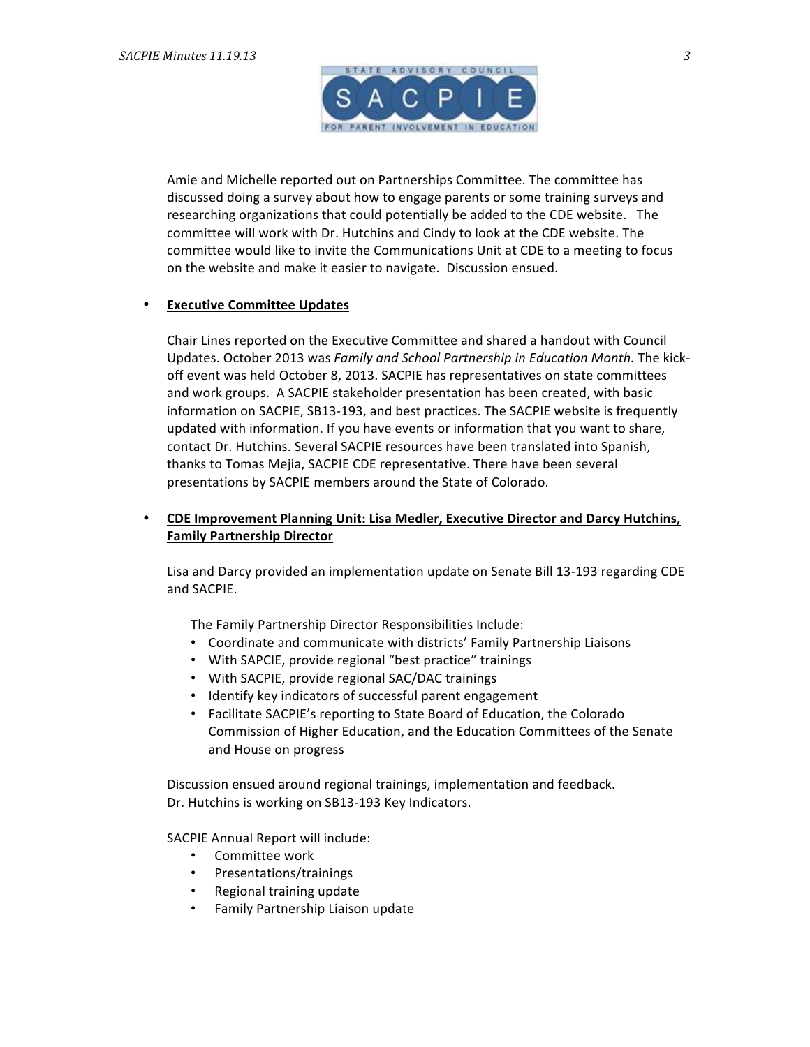Amie and Michelle reported out on Partnerships Committee. The committee has discussed doing a survey about how to engage parents or some training surveys and researching organizations that could potentially be added to the CDE website. The committee will work with Dr. Hutchins and Cindy to look at the CDE website. The committee would like to invite the Communications Unit at CDE to a meeting to focus on the website and make it easier to navigate. Discussion ensued.

- **Executive Committee Updates**

  Chair Lines reported on the Executive Committee and shared a handout with Council Updates. October 2013 was *Family and School Partnership in Education Month.* The kick-off event was held October 8, 2013. SACPIE has representatives on state committees and work groups. A SACPIE stakeholder presentation has been created, with basic information on SACPIE, SB13-193, and best practices. The SACPIE website is frequently updated with information. If you have events or information that you want to share, contact Dr. Hutchins. Several SACPIE resources have been translated into Spanish, thanks to Tomas Mejia, SACPIE CDE representative. There have been several presentations by SACPIE members around the State of Colorado.

- **CDE Improvement Planning Unit: Lisa Medler, Executive Director and Darcy Hutchins, Family Partnership Director**

  Lisa and Darcy provided an implementation update on Senate Bill 13-193 regarding CDE and SACPIE.

  The Family Partnership Director Responsibilities Include:

  - Coordinate and communicate with districts' Family Partnership Liaisons
  - With SAPCIE, provide regional "best practice" trainings
  - With SACPIE, provide regional SAC/DAC trainings
  - Identify key indicators of successful parent engagement
  - Facilitate SACPIE's reporting to State Board of Education, the Colorado Commission of Higher Education, and the Education Committees of the Senate and House on progress

  Discussion ensued around regional trainings, implementation and feedback.
  Dr. Hutchins is working on SB13-193 Key Indicators.

  SACPIE Annual Report will include:

  - Committee work
  - Presentations/trainings
  - Regional training update
  - Family Partnership Liaison update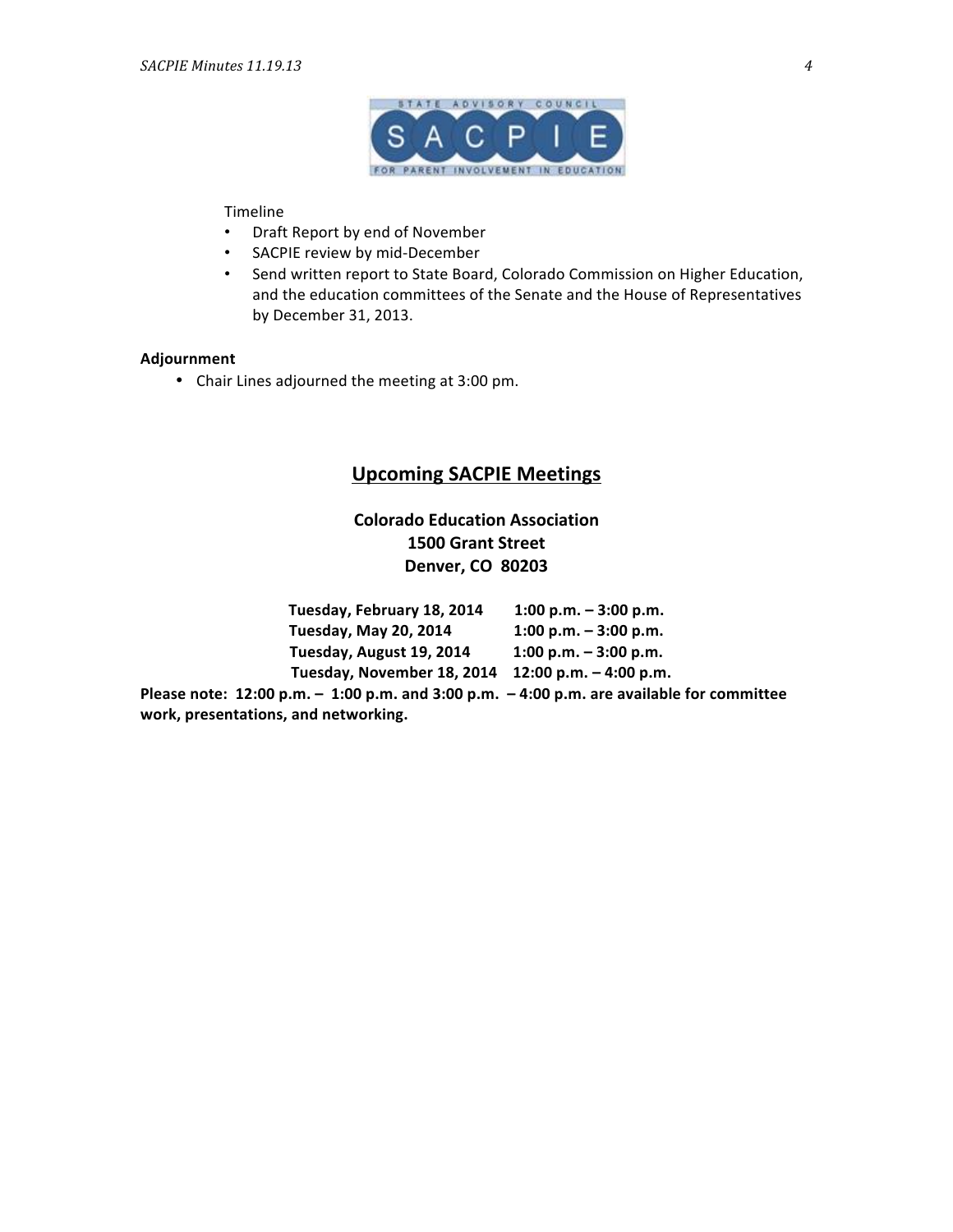Timeline

- Draft Report by end of November
- SACPIE review by mid-December
- Send written report to State Board, Colorado Commission on Higher Education, and the education committees of the Senate and the House of Representatives by December 31, 2013.

**Adjournment**

- Chair Lines adjourned the meeting at 3:00 pm.

## Upcoming SACPIE Meetings

**Colorado Education Association**
**1500 Grant Street**
**Denver, CO 80203**

| | |
|---|---|
| **Tuesday, February 18, 2014** | **1:00 p.m. – 3:00 p.m.** |
| **Tuesday, May 20, 2014** | **1:00 p.m. – 3:00 p.m.** |
| **Tuesday, August 19, 2014** | **1:00 p.m. – 3:00 p.m.** |
| **Tuesday, November 18, 2014** | **12:00 p.m. – 4:00 p.m.** |

**Please note: 12:00 p.m. – 1:00 p.m. and 3:00 p.m. – 4:00 p.m. are available for committee work, presentations, and networking.**